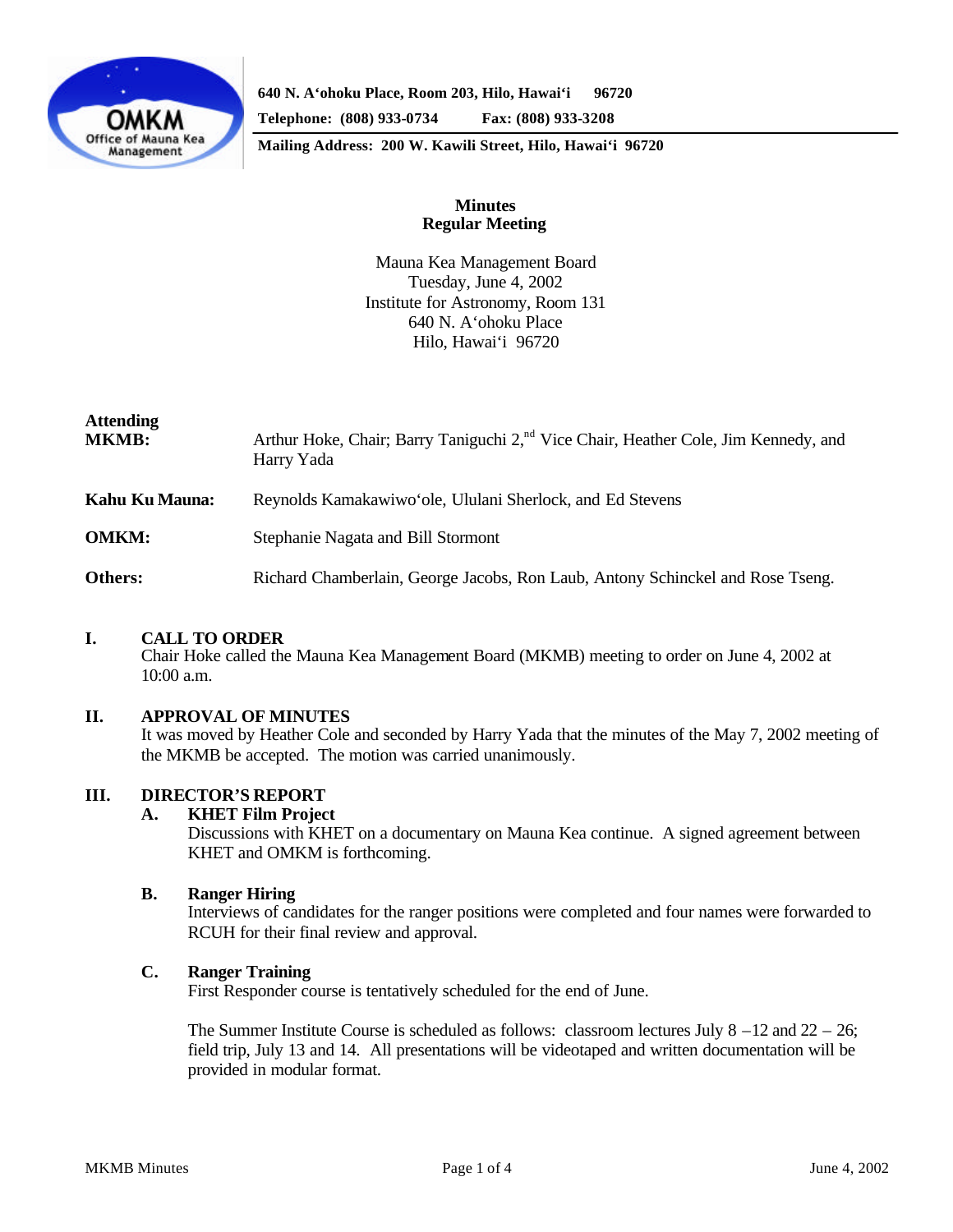**640 N. A'ohoku Place, Room 203, Hilo, Hawai'i 96720**
**Telephone: (808) 933-0734 Fax: (808) 933-3208**
**Mailing Address: 200 W. Kawili Street, Hilo, Hawai'i 96720**

# Minutes
## Regular Meeting

Mauna Kea Management Board
Tuesday, June 4, 2002
Institute for Astronomy, Room 131
640 N. A'ohoku Place
Hilo, Hawai'i 96720

**Attending**

**MKMB:** Arthur Hoke, Chair; Barry Taniguchi 2,nd Vice Chair, Heather Cole, Jim Kennedy, and Harry Yada

**Kahu Ku Mauna:** Reynolds Kamakawiwo'ole, Ululani Sherlock, and Ed Stevens

**OMKM:** Stephanie Nagata and Bill Stormont

**Others:** Richard Chamberlain, George Jacobs, Ron Laub, Antony Schinckel and Rose Tseng.

## I. CALL TO ORDER

Chair Hoke called the Mauna Kea Management Board (MKMB) meeting to order on June 4, 2002 at 10:00 a.m.

## II. APPROVAL OF MINUTES

It was moved by Heather Cole and seconded by Harry Yada that the minutes of the May 7, 2002 meeting of the MKMB be accepted. The motion was carried unanimously.

## III. DIRECTOR'S REPORT

### A. KHET Film Project

Discussions with KHET on a documentary on Mauna Kea continue. A signed agreement between KHET and OMKM is forthcoming.

### B. Ranger Hiring

Interviews of candidates for the ranger positions were completed and four names were forwarded to RCUH for their final review and approval.

### C. Ranger Training

First Responder course is tentatively scheduled for the end of June.

The Summer Institute Course is scheduled as follows: classroom lectures July 8 –12 and 22 – 26; field trip, July 13 and 14. All presentations will be videotaped and written documentation will be provided in modular format.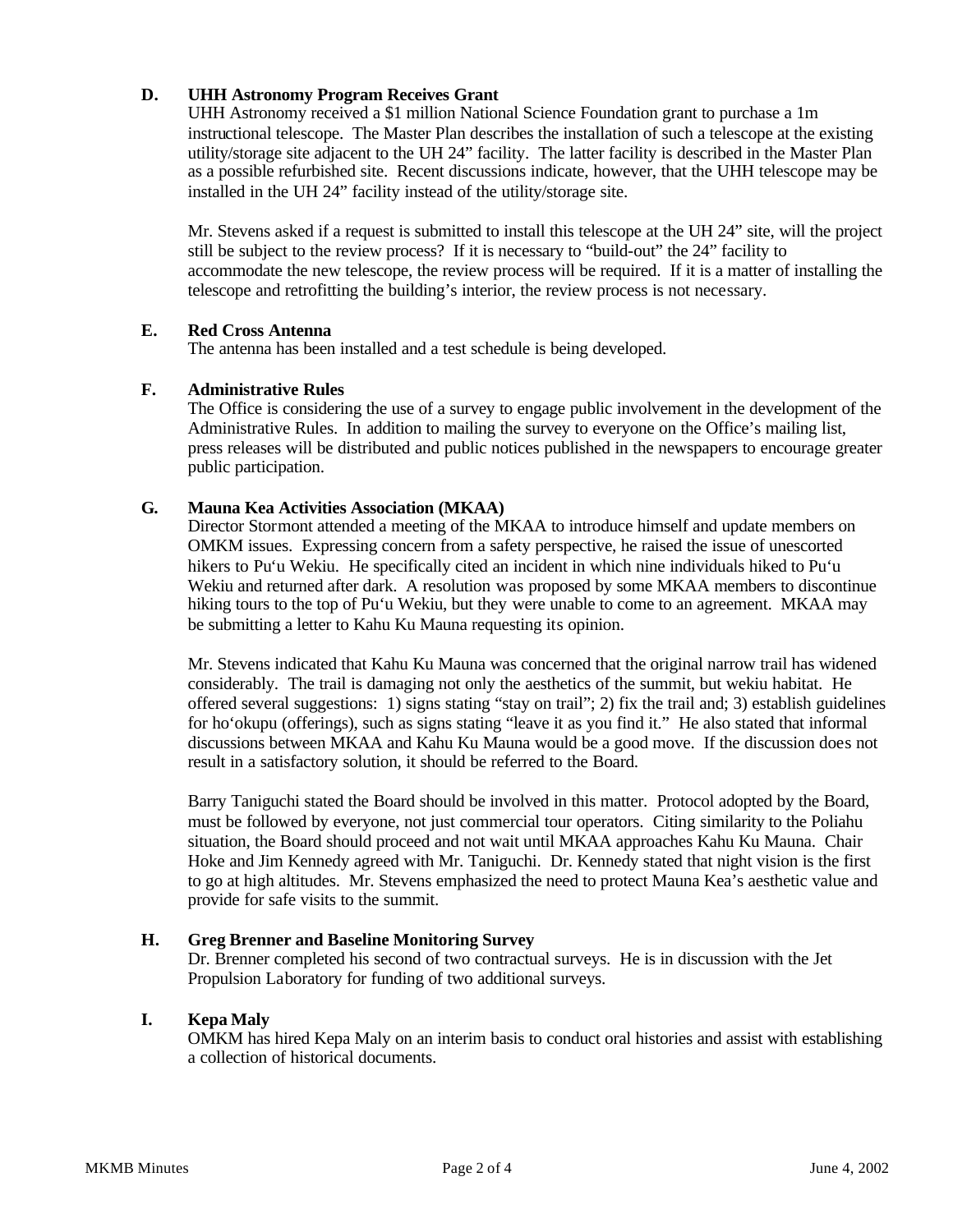**D. UHH Astronomy Program Receives Grant**

UHH Astronomy received a $1 million National Science Foundation grant to purchase a 1m instructional telescope. The Master Plan describes the installation of such a telescope at the existing utility/storage site adjacent to the UH 24" facility. The latter facility is described in the Master Plan as a possible refurbished site. Recent discussions indicate, however, that the UHH telescope may be installed in the UH 24" facility instead of the utility/storage site.

Mr. Stevens asked if a request is submitted to install this telescope at the UH 24" site, will the project still be subject to the review process? If it is necessary to "build-out" the 24" facility to accommodate the new telescope, the review process will be required. If it is a matter of installing the telescope and retrofitting the building's interior, the review process is not necessary.

**E. Red Cross Antenna**

The antenna has been installed and a test schedule is being developed.

**F. Administrative Rules**

The Office is considering the use of a survey to engage public involvement in the development of the Administrative Rules. In addition to mailing the survey to everyone on the Office's mailing list, press releases will be distributed and public notices published in the newspapers to encourage greater public participation.

**G. Mauna Kea Activities Association (MKAA)**

Director Stormont attended a meeting of the MKAA to introduce himself and update members on OMKM issues. Expressing concern from a safety perspective, he raised the issue of unescorted hikers to Pu'u Wekiu. He specifically cited an incident in which nine individuals hiked to Pu'u Wekiu and returned after dark. A resolution was proposed by some MKAA members to discontinue hiking tours to the top of Pu'u Wekiu, but they were unable to come to an agreement. MKAA may be submitting a letter to Kahu Ku Mauna requesting its opinion.

Mr. Stevens indicated that Kahu Ku Mauna was concerned that the original narrow trail has widened considerably. The trail is damaging not only the aesthetics of the summit, but wekiu habitat. He offered several suggestions: 1) signs stating "stay on trail"; 2) fix the trail and; 3) establish guidelines for ho'okupu (offerings), such as signs stating "leave it as you find it." He also stated that informal discussions between MKAA and Kahu Ku Mauna would be a good move. If the discussion does not result in a satisfactory solution, it should be referred to the Board.

Barry Taniguchi stated the Board should be involved in this matter. Protocol adopted by the Board, must be followed by everyone, not just commercial tour operators. Citing similarity to the Poliahu situation, the Board should proceed and not wait until MKAA approaches Kahu Ku Mauna. Chair Hoke and Jim Kennedy agreed with Mr. Taniguchi. Dr. Kennedy stated that night vision is the first to go at high altitudes. Mr. Stevens emphasized the need to protect Mauna Kea's aesthetic value and provide for safe visits to the summit.

**H. Greg Brenner and Baseline Monitoring Survey**

Dr. Brenner completed his second of two contractual surveys. He is in discussion with the Jet Propulsion Laboratory for funding of two additional surveys.

**I. Kepa Maly**

OMKM has hired Kepa Maly on an interim basis to conduct oral histories and assist with establishing a collection of historical documents.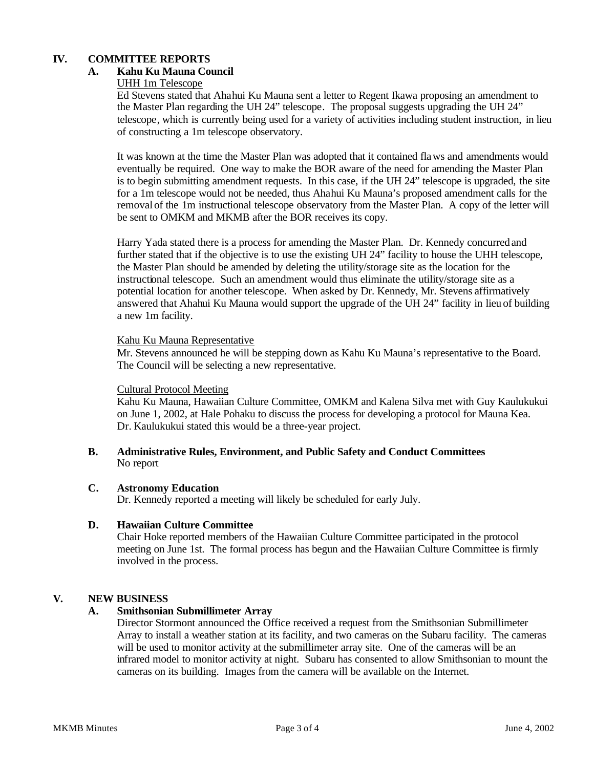## IV. COMMITTEE REPORTS

### A. Kahu Ku Mauna Council

UHH 1m Telescope

Ed Stevens stated that Ahahui Ku Mauna sent a letter to Regent Ikawa proposing an amendment to the Master Plan regarding the UH 24" telescope. The proposal suggests upgrading the UH 24" telescope, which is currently being used for a variety of activities including student instruction, in lieu of constructing a 1m telescope observatory.

It was known at the time the Master Plan was adopted that it contained flaws and amendments would eventually be required. One way to make the BOR aware of the need for amending the Master Plan is to begin submitting amendment requests. In this case, if the UH 24" telescope is upgraded, the site for a 1m telescope would not be needed, thus Ahahui Ku Mauna's proposed amendment calls for the removal of the 1m instructional telescope observatory from the Master Plan. A copy of the letter will be sent to OMKM and MKMB after the BOR receives its copy.

Harry Yada stated there is a process for amending the Master Plan. Dr. Kennedy concurred and further stated that if the objective is to use the existing UH 24" facility to house the UHH telescope, the Master Plan should be amended by deleting the utility/storage site as the location for the instructional telescope. Such an amendment would thus eliminate the utility/storage site as a potential location for another telescope. When asked by Dr. Kennedy, Mr. Stevens affirmatively answered that Ahahui Ku Mauna would support the upgrade of the UH 24" facility in lieu of building a new 1m facility.

Kahu Ku Mauna Representative

Mr. Stevens announced he will be stepping down as Kahu Ku Mauna's representative to the Board. The Council will be selecting a new representative.

Cultural Protocol Meeting

Kahu Ku Mauna, Hawaiian Culture Committee, OMKM and Kalena Silva met with Guy Kaulukukui on June 1, 2002, at Hale Pohaku to discuss the process for developing a protocol for Mauna Kea. Dr. Kaulukukui stated this would be a three-year project.

### B. Administrative Rules, Environment, and Public Safety and Conduct Committees

No report

### C. Astronomy Education

Dr. Kennedy reported a meeting will likely be scheduled for early July.

### D. Hawaiian Culture Committee

Chair Hoke reported members of the Hawaiian Culture Committee participated in the protocol meeting on June 1st. The formal process has begun and the Hawaiian Culture Committee is firmly involved in the process.

## V. NEW BUSINESS

### A. Smithsonian Submillimeter Array

Director Stormont announced the Office received a request from the Smithsonian Submillimeter Array to install a weather station at its facility, and two cameras on the Subaru facility. The cameras will be used to monitor activity at the submillimeter array site. One of the cameras will be an infrared model to monitor activity at night. Subaru has consented to allow Smithsonian to mount the cameras on its building. Images from the camera will be available on the Internet.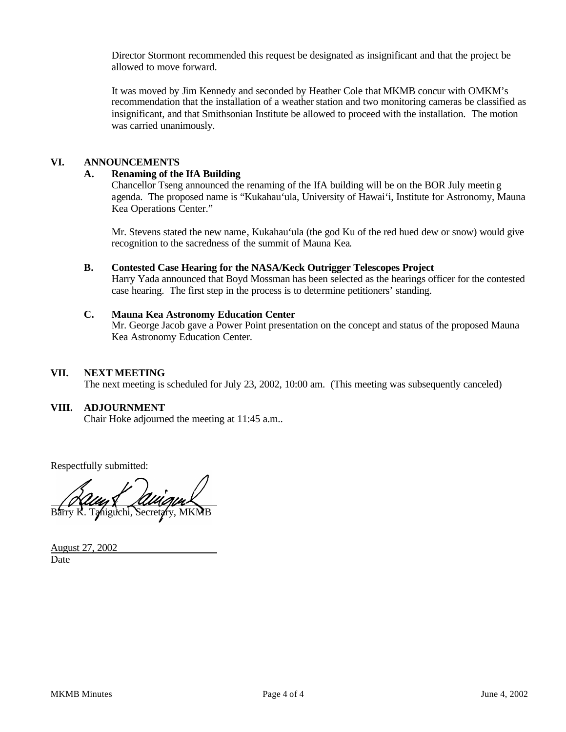Director Stormont recommended this request be designated as insignificant and that the project be allowed to move forward.

It was moved by Jim Kennedy and seconded by Heather Cole that MKMB concur with OMKM's recommendation that the installation of a weather station and two monitoring cameras be classified as insignificant, and that Smithsonian Institute be allowed to proceed with the installation. The motion was carried unanimously.

## VI. ANNOUNCEMENTS

### A. Renaming of the IfA Building

Chancellor Tseng announced the renaming of the IfA building will be on the BOR July meeting agenda. The proposed name is "Kukahau'ula, University of Hawai'i, Institute for Astronomy, Mauna Kea Operations Center."

Mr. Stevens stated the new name, Kukahau'ula (the god Ku of the red hued dew or snow) would give recognition to the sacredness of the summit of Mauna Kea.

### B. Contested Case Hearing for the NASA/Keck Outrigger Telescopes Project

Harry Yada announced that Boyd Mossman has been selected as the hearings officer for the contested case hearing. The first step in the process is to determine petitioners' standing.

### C. Mauna Kea Astronomy Education Center

Mr. George Jacob gave a Power Point presentation on the concept and status of the proposed Mauna Kea Astronomy Education Center.

## VII. NEXT MEETING

The next meeting is scheduled for July 23, 2002, 10:00 am. (This meeting was subsequently canceled)

## VIII. ADJOURNMENT

Chair Hoke adjourned the meeting at 11:45 a.m..

Respectfully submitted:

Barry K. Taniguchi, Secretary, MKMB

August 27, 2002
Date